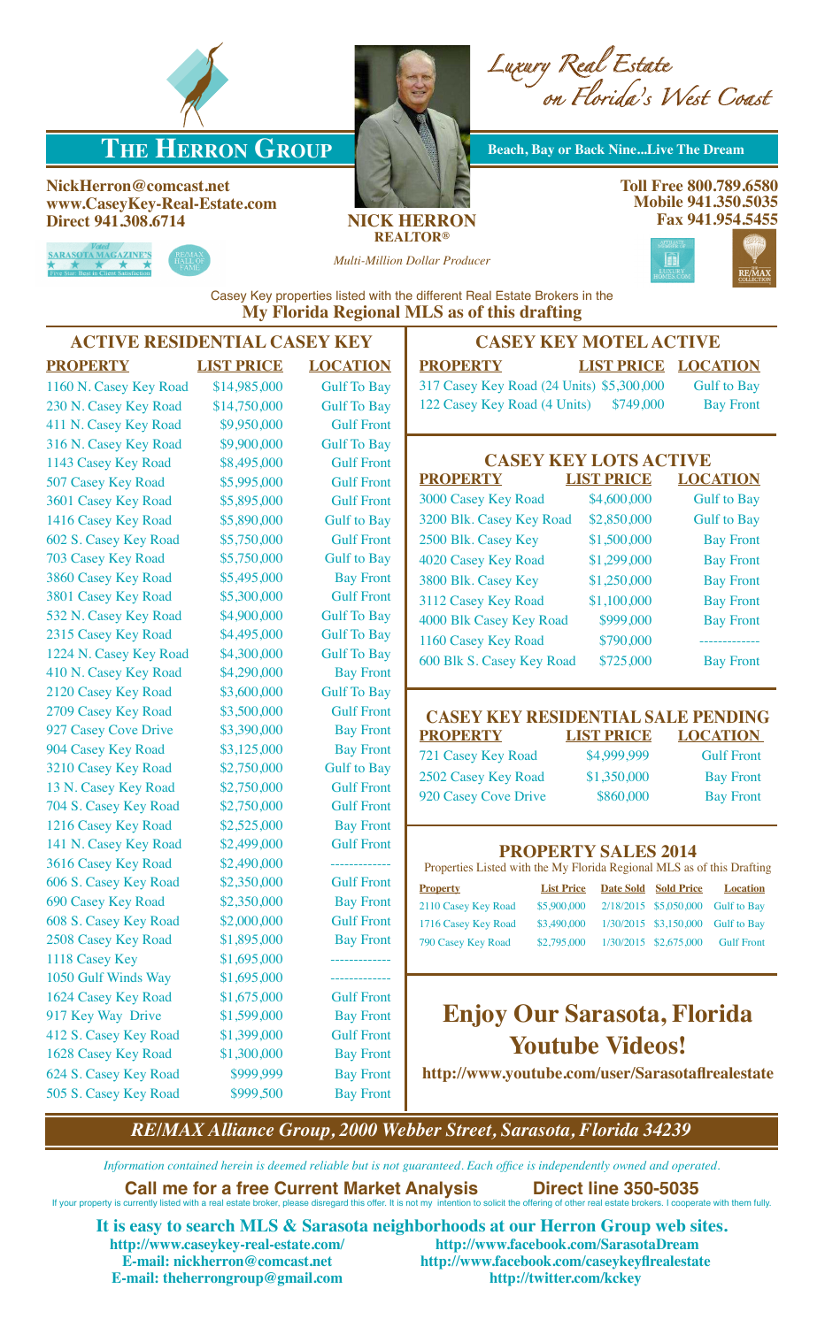# The Herron Group

*Luxury Real Estate on Florida's West Coast*

**Beach, Bay or Back Nine...Live The Dream**

**NickHerron@comcast.net**
**www.CaseyKey-Real-Estate.com**
**Direct 941.308.6714**

**NICK HERRON**
**REALTOR®**
*Multi-Million Dollar Producer*

**Toll Free 800.789.6580**
**Mobile 941.350.5035**
**Fax 941.954.5455**

Voted Sarasota Magazine's Five Star Best in Client Satisfaction

RE/MAX Hall of Fame

Casey Key properties listed with the different Real Estate Brokers in the
**My Florida Regional MLS as of this drafting**

## ACTIVE RESIDENTIAL CASEY KEY

| PROPERTY | LIST PRICE | LOCATION |
|---|---|---|
| 1160 N. Casey Key Road | $14,985,000 | Gulf To Bay |
| 230 N. Casey Key Road | $14,750,000 | Gulf To Bay |
| 411 N. Casey Key Road | $9,950,000 | Gulf Front |
| 316 N. Casey Key Road | $9,900,000 | Gulf To Bay |
| 1143 Casey Key Road | $8,495,000 | Gulf Front |
| 507 Casey Key Road | $5,995,000 | Gulf Front |
| 3601 Casey Key Road | $5,895,000 | Gulf Front |
| 1416 Casey Key Road | $5,890,000 | Gulf to Bay |
| 602 S. Casey Key Road | $5,750,000 | Gulf Front |
| 703 Casey Key Road | $5,750,000 | Gulf to Bay |
| 3860 Casey Key Road | $5,495,000 | Bay Front |
| 3801 Casey Key Road | $5,300,000 | Gulf Front |
| 532 N. Casey Key Road | $4,900,000 | Gulf To Bay |
| 2315 Casey Key Road | $4,495,000 | Gulf To Bay |
| 1224 N. Casey Key Road | $4,300,000 | Gulf To Bay |
| 410 N. Casey Key Road | $4,290,000 | Bay Front |
| 2120 Casey Key Road | $3,600,000 | Gulf To Bay |
| 2709 Casey Key Road | $3,500,000 | Gulf Front |
| 927 Casey Cove Drive | $3,390,000 | Bay Front |
| 904 Casey Key Road | $3,125,000 | Bay Front |
| 3210 Casey Key Road | $2,750,000 | Gulf to Bay |
| 13 N. Casey Key Road | $2,750,000 | Gulf Front |
| 704 S. Casey Key Road | $2,750,000 | Gulf Front |
| 1216 Casey Key Road | $2,525,000 | Bay Front |
| 141 N. Casey Key Road | $2,499,000 | Gulf Front |
| 3616 Casey Key Road | $2,490,000 | ------------- |
| 606 S. Casey Key Road | $2,350,000 | Gulf Front |
| 690 Casey Key Road | $2,350,000 | Bay Front |
| 608 S. Casey Key Road | $2,000,000 | Gulf Front |
| 2508 Casey Key Road | $1,895,000 | Bay Front |
| 1118 Casey Key | $1,695,000 | ------------- |
| 1050 Gulf Winds Way | $1,695,000 | ------------- |
| 1624 Casey Key Road | $1,675,000 | Gulf Front |
| 917 Key Way Drive | $1,599,000 | Bay Front |
| 412 S. Casey Key Road | $1,399,000 | Gulf Front |
| 1628 Casey Key Road | $1,300,000 | Bay Front |
| 624 S. Casey Key Road | $999,999 | Bay Front |
| 505 S. Casey Key Road | $999,500 | Bay Front |

## CASEY KEY MOTEL ACTIVE

| PROPERTY | LIST PRICE | LOCATION |
|---|---|---|
| 317 Casey Key Road (24 Units) | $5,300,000 | Gulf to Bay |
| 122 Casey Key Road (4 Units) | $749,000 | Bay Front |

## CASEY KEY LOTS ACTIVE

| PROPERTY | LIST PRICE | LOCATION |
|---|---|---|
| 3000 Casey Key Road | $4,600,000 | Gulf to Bay |
| 3200 Blk. Casey Key Road | $2,850,000 | Gulf to Bay |
| 2500 Blk. Casey Key | $1,500,000 | Bay Front |
| 4020 Casey Key Road | $1,299,000 | Bay Front |
| 3800 Blk. Casey Key | $1,250,000 | Bay Front |
| 3112 Casey Key Road | $1,100,000 | Bay Front |
| 4000 Blk Casey Key Road | $999,000 | Bay Front |
| 1160 Casey Key Road | $790,000 | ------------- |
| 600 Blk S. Casey Key Road | $725,000 | Bay Front |

## CASEY KEY RESIDENTIAL SALE PENDING

| PROPERTY | LIST PRICE | LOCATION |
|---|---|---|
| 721 Casey Key Road | $4,999,999 | Gulf Front |
| 2502 Casey Key Road | $1,350,000 | Bay Front |
| 920 Casey Cove Drive | $860,000 | Bay Front |

## PROPERTY SALES 2014

Properties Listed with the My Florida Regional MLS as of this Drafting

| Property | List Price | Date Sold | Sold Price | Location |
|---|---|---|---|---|
| 2110 Casey Key Road | $5,900,000 | 2/18/2015 | $5,050,000 | Gulf to Bay |
| 1716 Casey Key Road | $3,490,000 | 1/30/2015 | $3,150,000 | Gulf to Bay |
| 790 Casey Key Road | $2,795,000 | 1/30/2015 | $2,675,000 | Gulf Front |

## Enjoy Our Sarasota, Florida Youtube Videos!

**http://www.youtube.com/user/Sarasotaflrealestate**

***RE/MAX Alliance Group, 2000 Webber Street, Sarasota, Florida 34239***

*Information contained herein is deemed reliable but is not guaranteed. Each office is independently owned and operated.*

**Call me for a free Current Market Analysis** **Direct line 350-5035**

If your property is currently listed with a real estate broker, please disregard this offer. It is not my intention to solicit the offering of other real estate brokers. I cooperate with them fully.

**It is easy to search MLS & Sarasota neighborhoods at our Herron Group web sites.**

**http://www.caseykey-real-estate.com/**
**E-mail: nickherron@comcast.net**
**E-mail: theherrongroup@gmail.com**

**http://www.facebook.com/SarasotaDream**
**http://www.facebook.com/caseykeyflrealestate**
**http://twitter.com/kckey**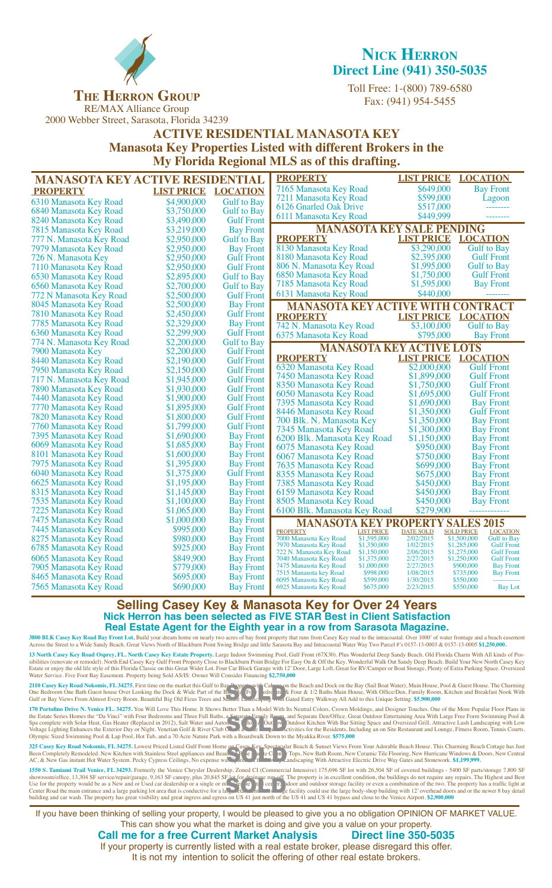# The Herron Group

RE/MAX Alliance Group
2000 Webber Street, Sarasota, Florida 34239

## Nick Herron
**Direct Line (941) 350-5035**

Toll Free: 1-(800) 789-6580
Fax: (941) 954-5455

## ACTIVE RESIDENTIAL MANASOTA KEY
### Manasota Key Properties Listed with different Brokers in the My Florida Regional MLS as of this drafting.

### MANASOTA KEY ACTIVE RESIDENTIAL

| PROPERTY | LIST PRICE | LOCATION |
|---|---|---|
| 6310 Manasota Key Road | $4,900,000 | Gulf to Bay |
| 6840 Manasota Key Road | $3,750,000 | Gulf to Bay |
| 8240 Manasota Key Road | $3,490,000 | Gulf Front |
| 7815 Manasota Key Road | $3,219,000 | Bay Front |
| 777 N. Manasota Key Road | $2,950,000 | Gulf to Bay |
| 7979 Manasota Key Road | $2,950,000 | Bay Front |
| 726 N. Manasota Key | $2,950,000 | Gulf Front |
| 7110 Manasota Key Road | $2,950,000 | Gulf Front |
| 6530 Manasota Key Road | $2,895,000 | Gulf to Bay |
| 6560 Manasota Key Road | $2,700,000 | Gulf to Bay |
| 772 N Manasota Key Road | $2,500,000 | Gulf Front |
| 8045 Manasota Key Road | $2,500,000 | Bay Front |
| 7810 Manasota Key Road | $2,450,000 | Gulf Front |
| 7785 Manasota Key Road | $2,329,000 | Bay Front |
| 6360 Manasota Key Road | $2,299,900 | Gulf Front |
| 774 N. Manasota Key Road | $2,200,000 | Gulf to Bay |
| 7900 Manasota Key | $2,200,000 | Gulf Front |
| 8440 Manasota Key Road | $2,190,000 | Gulf Front |
| 7950 Manasota Key Road | $2,150,000 | Gulf Front |
| 717 N. Manasota Key Road | $1,945,000 | Gulf Front |
| 7890 Manasota Key Road | $1,930,000 | Gulf Front |
| 7440 Manasota Key Road | $1,900,000 | Gulf Front |
| 7770 Manasota Key Road | $1,895,000 | Gulf Front |
| 7820 Manasota Key Road | $1,800,000 | Gulf Front |
| 7760 Manasota Key Road | $1,799,000 | Gulf Front |
| 7395 Manasota Key Road | $1,690,000 | Bay Front |
| 6069 Manasota Key Road | $1,685,000 | Bay Front |
| 8101 Manasota Key Road | $1,600,000 | Bay Front |
| 7975 Manasota Key Road | $1,395,000 | Bay Front |
| 6040 Manasota Key Road | $1,375,000 | Gulf Front |
| 6625 Manasota Key Road | $1,195,000 | Bay Front |
| 8315 Manasota Key Road | $1,145,000 | Bay Front |
| 7535 Manasota Key Road | $1,100,000 | Bay Front |
| 7225 Manasota Key Road | $1,065,000 | Bay Front |
| 7475 Manasota Key Road | $1,000,000 | Bay Front |
| 7445 Manasota Key Road | $995,000 | Bay Front |
| 8275 Manasota Key Road | $980,000 | Bay Front |
| 6785 Manasota Key Road | $925,000 | Bay Front |
| 6065 Manasota Key Road | $849,900 | Bay Front |
| 7905 Manasota Key Road | $779,000 | Bay Front |
| 8465 Manasota Key Road | $695,000 | Bay Front |
| 7565 Manasota Key Road | $690,000 | Bay Front |
| 7165 Manasota Key Road | $649,000 | Bay Front |
| 7211 Manasota Key Road | $599,000 | Lagoon |
| 6126 Gnarled Oak Drive | $517,000 | -------- |
| 6111 Manasota Key Road | $449,999 | -------- |

### MANASOTA KEY SALE PENDING

| PROPERTY | LIST PRICE | LOCATION |
|---|---|---|
| 8130 Manasota Key Road | $3,290,000 | Gulf to Bay |
| 8180 Manasota Key Road | $2,395,000 | Gulf Front |
| 806 N. Manasota Key Road | $1,995,000 | Gulf to Bay |
| 6850 Manasota Key Road | $1,750,000 | Gulf Front |
| 7185 Manasota Key Road | $1,595,000 | Bay Front |
| 6131 Manasota Key Road | $440,000 | -------- |

### MANASOTA KEY ACTIVE WITH CONTRACT

| PROPERTY | LIST PRICE | LOCATION |
|---|---|---|
| 742 N. Manasota Key Road | $3,100,000 | Gulf to Bay |
| 6375 Manasota Key Road | $795,000 | Bay Front |

### MANASOTA KEY ACTIVE LOTS

| PROPERTY | LIST PRICE | LOCATION |
|---|---|---|
| 6320 Manasota Key Road | $2,000,000 | Gulf Front |
| 7450 Manasota Key Road | $1,899,000 | Gulf Front |
| 8350 Manasota Key Road | $1,750,000 | Gulf Front |
| 6050 Manasota Key Road | $1,695,000 | Gulf Front |
| 7395 Manasota Key Road | $1,690,000 | Bay Front |
| 8446 Manasota Key Road | $1,350,000 | Gulf Front |
| 700 Blk. N. Manasota Key | $1,350,000 | Bay Front |
| 7345 Manasota Key Road | $1,300,000 | Bay Front |
| 6200 Blk. Manasota Key Road | $1,150,000 | Bay Front |
| 6075 Manasota Key Road | $950,000 | Bay Front |
| 6067 Manasota Key Road | $750,000 | Bay Front |
| 7635 Manasota Key Road | $699,000 | Bay Front |
| 8355 Manasota Key Road | $675,000 | Bay Front |
| 7385 Manasota Key Road | $450,000 | Bay Front |
| 6159 Manasota Key Road | $450,000 | Bay Front |
| 8505 Manasota Key Road | $450,000 | Bay Front |
| 6100 Blk. Manasota Key Road | $279,900 | ------------- |

### MANASOTA KEY PROPERTY SALES 2015

| PROPERTY | LIST PRICE | DATE SOLD | SOLD PRICE | LOCATION |
|---|---|---|---|---|
| 7000 Manasota Key Road | $1,595,000 | 2/02/2015 | $1,500,000 | Gulf to Bay |
| 7970 Manasota Key Road | $1,350,000 | 1/02/2015 | $1,285,000 | Gulf Front |
| 722 N. Manasota Key Road | $1,150,000 | 2/06/2015 | $1,275,000 | Gulf Front |
| 7040 Manasota Key Road | $1,375,000 | 2/27/2015 | $1,250,000 | Gulf Front |
| 7475 Manasota Key Road | $1,000,000 | 2/27/2015 | $900,000 | Bay Front |
| 7515 Manasota key Road | $998,000 | 1/08/2015 | $735,000 | Bay Front |
| 6095 Manasota Key Road | $599,000 | 1/30/2015 | $550,000 | ------------ |
| 6925 Manasota Key Road | $675,000 | 2/23/2015 | $550,000 | Bay Lot |

## Selling Casey Key & Manasota Key for Over 24 Years
### Nick Herron has been selected as FIVE STAR Best in Client Satisfaction Real Estate Agent for the Eighth year in a row from Sarasota Magazine.

**3800 BLK Casey Key Road Bay Front Lot.** Build your dream home on nearly two acres of bay front property that runs from Casey Key road to the intracoastal. Over 1000' of water frontage and a beach easement Across the Street to a Wide Sandy Beach. Great Views North of Blackburn Point Swing Bridge and little Sarasota Bay and Intracoastal Water Way Two Parcel #'s 0157-13-0003 & 0157-13-0005 **$1,250,000.**

**13 North Casey Key Road Osprey, FL. North Casey Key Estate Property.** Large Indoor Swimming Pool, Gulf Front (67X30). Plus Wonderful Deep Sandy Beach. Old Florida Charm With All kinds of Possibilities (renovate or remodel). North End Casey Key Gulf Front Property Close to Blackburn Point Bridge For Easy On & Off the Key. Wonderful Walk Out Sandy Deep Beach. Build Your New North Casey Key Estate or enjoy the old life style of this Florida Classic on this Great Wider Lot. Four Car Block Garage with 12' Door, Large Loft, Great for RV/Camper or Boat Storage, Plenty of Extra Parking Space. Oversized Water Service. Five Foot Bay Easement. Property being Sold AS/IS: Owner Will Consider Financing **$2,750,000**

**2110 Casey Key Road Nokomis, FL 34275.** First time on the market this Gulf to Bay Property with Cabana on the Beach and Dock on the Bay (Sail Boat Water), Main House, Pool & Guest House. The Charming One Bedroom One Bath Guest house Over Looking the Dock & Wide Part of the Bay. Five Bedroom & Four & 1/2 Baths Main House, With Office/Den, Family Room, Kitchen and Breakfast Nook With Gulf or Bay Views From Almost Every Room. Beautiful Big Old Ficus Trees and Mature Landscaping With Gated Entry Walkway All Add to this Unique Setting. **$5,900,000** SOLD

**170 Portofino Drive N. Venice FL. 34275.** You Will Love This Home. It Shows Better Than a Model With Its Neutral Colors, Crown Moldings, and Designer Touches. One of the More Popular Floor Plans in the Estate Series Homes the "Da Vinci" with Four Bedrooms and Three Full Baths, a Separate Family Room, and Separate Den/Office. Great Outdoor Entertaining Area With Large Free Form Swimming Pool & Spa complete with Solar Heat, Gas Heater (Replaced in 2012), Salt Water and Automatic ... Outdoor Kitchen With Bar Sitting Space and Oversized Grill. Attractive Lush Landscaping with Low Voltage Lighting Enhances the Exterior Day or Night. Venetian Golf & River Club ... Activities for the Residents, Including an on Site Restaurant and Lounge, Fitness Room, Tennis Courts, Olympic Sized Swimming Pool & Lap Pool, Hot Tub, and a 70 Acre Nature Park with a Boardwalk Down to the Myakka River. **$575,000** SOLD

**325 Casey Key Road Nokomis, FL 34275.** Lowest Priced Listed Gulf Front Home on Casey Key. Spectacular Beach & Sunset Views From Your Adorable Beach House. This Charming Beach Cottage has Just Been Completely Remodeled. New Kitchen with Stainless Steel appliances and Beautiful ... Counter Tops, New Bath Room, New Ceramic Tile Flooring, New Hurricane Windows & Doors, New Central AC, & New Gas instant Hot Water System. Pecky Cypress Ceilings, No expense was ... Landscaping With Attractive Electric Drive Way Gates and Stonework. **$1,199,999.** SOLD

**1550 S. Tamiami Trail Venice, FL 34293.** Formerly the Venice Chrysler Dealership. Zoned CI (Commercial Intensive) 175,696 SF lot with 26,504 SF of covered buildings - 5400 SF parts/storage 7,800 SF showroom/office, 13,304 SF service/repair/garage, 9,163 SF canopy, plus 20,845 SF lot for drainage run-off. The property is in excellent condition, the buildings do not require any repairs. The Highest and Best Use for the property would be as a New and or Used car dealership or a single or multi ... center, indoor and outdoor storage facility or even a combination of the two. The property has a traffic light at Center Road the main entrance and a large parking lot area that is conducive for a large ... facility could use the large body-shop building with 12' overhead doors and or the newer 8 bay detail building and car wash. The property has great visibility and great ingress and egress on US 41 just north of the US 41 and US 41 bypass and close to the Venice Airport. **$2,900,000** SOLD

If you have been thinking of selling your property, I would be pleased to give you a no obligation OPINION OF MARKET VALUE. This can show you what the market is doing and give you a value on your property.

**Call me for a free Current Market Analysis** **Direct line 350-5035**

If your property is currently listed with a real estate broker, please disregard this offer. It is not my intention to solicit the offering of other real estate brokers.